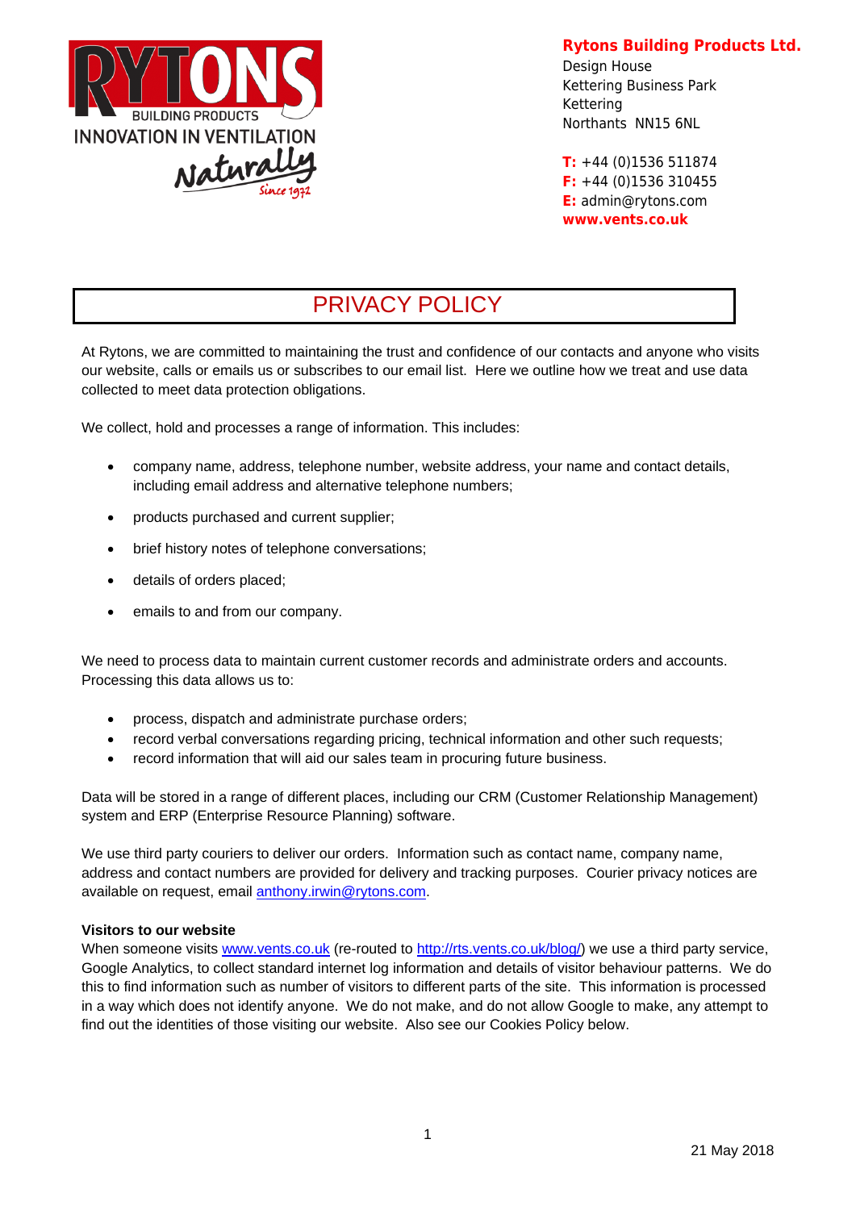**Rytons Building Products Ltd.**
Design House
Kettering Business Park
Kettering
Northants NN15 6NL

**T:** +44 (0)1536 511874
**F:** +44 (0)1536 310455
**E:** admin@rytons.com
**www.vents.co.uk**

# PRIVACY POLICY

At Rytons, we are committed to maintaining the trust and confidence of our contacts and anyone who visits our website, calls or emails us or subscribes to our email list. Here we outline how we treat and use data collected to meet data protection obligations.

We collect, hold and processes a range of information. This includes:

- company name, address, telephone number, website address, your name and contact details, including email address and alternative telephone numbers;
- products purchased and current supplier;
- brief history notes of telephone conversations;
- details of orders placed;
- emails to and from our company.

We need to process data to maintain current customer records and administrate orders and accounts. Processing this data allows us to:

- process, dispatch and administrate purchase orders;
- record verbal conversations regarding pricing, technical information and other such requests;
- record information that will aid our sales team in procuring future business.

Data will be stored in a range of different places, including our CRM (Customer Relationship Management) system and ERP (Enterprise Resource Planning) software.

We use third party couriers to deliver our orders. Information such as contact name, company name, address and contact numbers are provided for delivery and tracking purposes. Courier privacy notices are available on request, email anthony.irwin@rytons.com.

**Visitors to our website**
When someone visits www.vents.co.uk (re-routed to http://rts.vents.co.uk/blog/) we use a third party service, Google Analytics, to collect standard internet log information and details of visitor behaviour patterns. We do this to find information such as number of visitors to different parts of the site. This information is processed in a way which does not identify anyone. We do not make, and do not allow Google to make, any attempt to find out the identities of those visiting our website. Also see our Cookies Policy below.

21 May 2018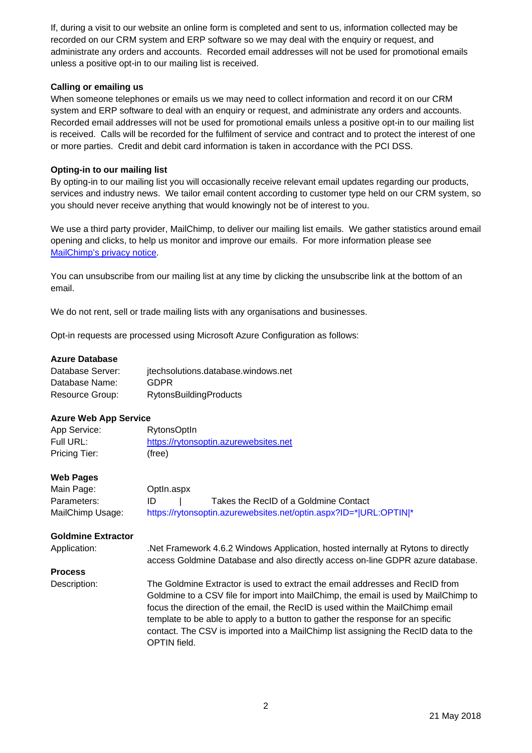If, during a visit to our website an online form is completed and sent to us, information collected may be recorded on our CRM system and ERP software so we may deal with the enquiry or request, and administrate any orders and accounts. Recorded email addresses will not be used for promotional emails unless a positive opt-in to our mailing list is received.

**Calling or emailing us**

When someone telephones or emails us we may need to collect information and record it on our CRM system and ERP software to deal with an enquiry or request, and administrate any orders and accounts. Recorded email addresses will not be used for promotional emails unless a positive opt-in to our mailing list is received. Calls will be recorded for the fulfilment of service and contract and to protect the interest of one or more parties. Credit and debit card information is taken in accordance with the PCI DSS.

**Opting-in to our mailing list**

By opting-in to our mailing list you will occasionally receive relevant email updates regarding our products, services and industry news. We tailor email content according to customer type held on our CRM system, so you should never receive anything that would knowingly not be of interest to you.

We use a third party provider, MailChimp, to deliver our mailing list emails. We gather statistics around email opening and clicks, to help us monitor and improve our emails. For more information please see MailChimp's privacy notice.

You can unsubscribe from our mailing list at any time by clicking the unsubscribe link at the bottom of an email.

We do not rent, sell or trade mailing lists with any organisations and businesses.

Opt-in requests are processed using Microsoft Azure Configuration as follows:

**Azure Database**

| | |
|---|---|
| Database Server: | jtechsolutions.database.windows.net |
| Database Name: | GDPR |
| Resource Group: | RytonsBuildingProducts |

**Azure Web App Service**

| | |
|---|---|
| App Service: | RytonsOptIn |
| Full URL: | https://rytonsoptin.azurewebsites.net |
| Pricing Tier: | (free) |

**Web Pages**

| | |
|---|---|
| Main Page: | OptIn.aspx |
| Parameters: | ID \| Takes the RecID of a Goldmine Contact |
| MailChimp Usage: | https://rytonsoptin.azurewebsites.net/optin.aspx?ID=*\|URL:OPTIN\|* |

**Goldmine Extractor**

| | |
|---|---|
| Application: | .Net Framework 4.6.2 Windows Application, hosted internally at Rytons to directly access Goldmine Database and also directly access on-line GDPR azure database. |

**Process**

| | |
|---|---|
| Description: | The Goldmine Extractor is used to extract the email addresses and RecID from Goldmine to a CSV file for import into MailChimp, the email is used by MailChimp to focus the direction of the email, the RecID is used within the MailChimp email template to be able to apply to a button to gather the response for an specific contact. The CSV is imported into a MailChimp list assigning the RecID data to the OPTIN field. |

21 May 2018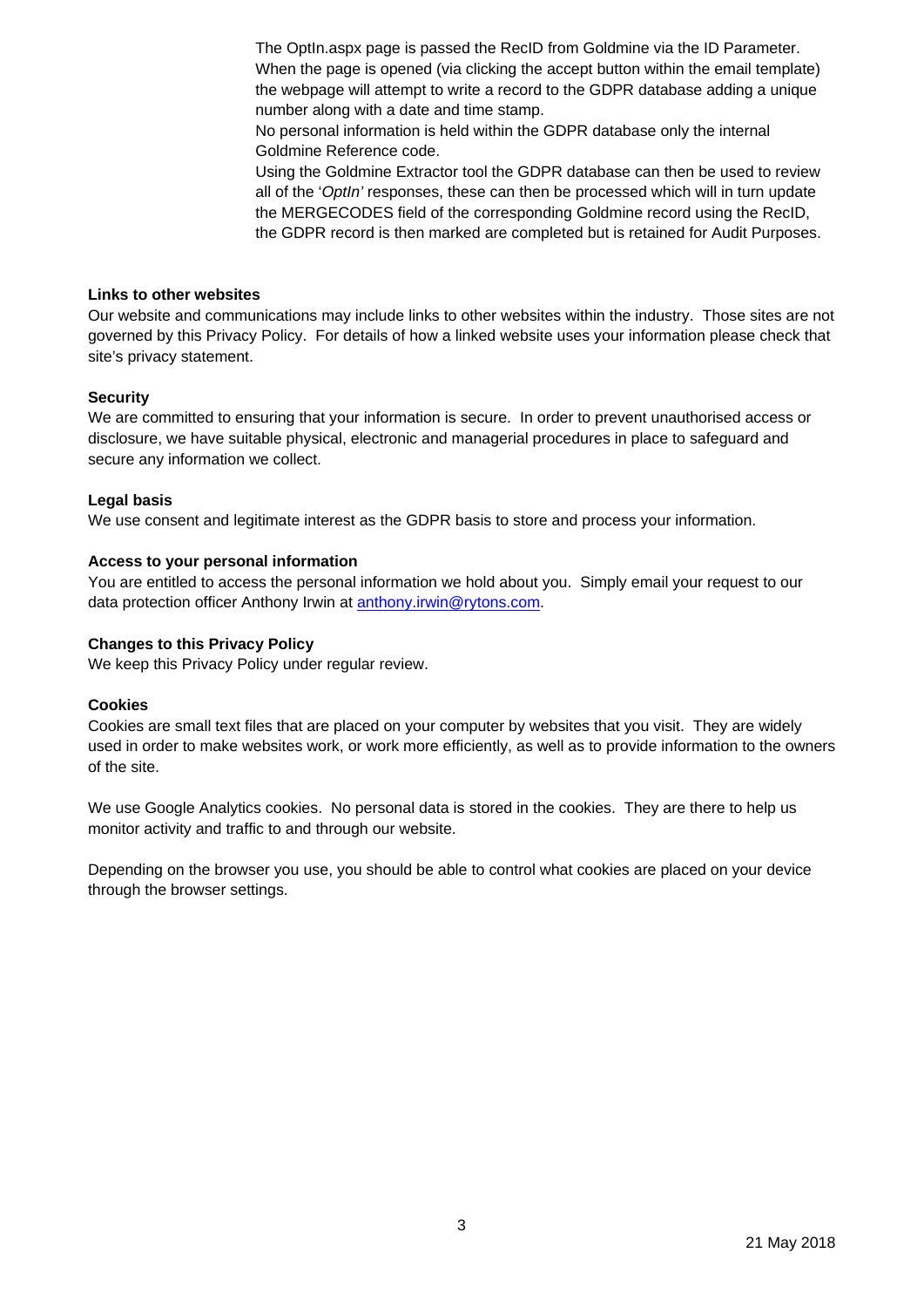The OptIn.aspx page is passed the RecID from Goldmine via the ID Parameter. When the page is opened (via clicking the accept button within the email template) the webpage will attempt to write a record to the GDPR database adding a unique number along with a date and time stamp.

No personal information is held within the GDPR database only the internal Goldmine Reference code.

Using the Goldmine Extractor tool the GDPR database can then be used to review all of the '*OptIn'* responses, these can then be processed which will in turn update the MERGECODES field of the corresponding Goldmine record using the RecID, the GDPR record is then marked are completed but is retained for Audit Purposes.

**Links to other websites**

Our website and communications may include links to other websites within the industry. Those sites are not governed by this Privacy Policy. For details of how a linked website uses your information please check that site's privacy statement.

**Security**

We are committed to ensuring that your information is secure. In order to prevent unauthorised access or disclosure, we have suitable physical, electronic and managerial procedures in place to safeguard and secure any information we collect.

**Legal basis**

We use consent and legitimate interest as the GDPR basis to store and process your information.

**Access to your personal information**

You are entitled to access the personal information we hold about you. Simply email your request to our data protection officer Anthony Irwin at anthony.irwin@rytons.com.

**Changes to this Privacy Policy**

We keep this Privacy Policy under regular review.

**Cookies**

Cookies are small text files that are placed on your computer by websites that you visit. They are widely used in order to make websites work, or work more efficiently, as well as to provide information to the owners of the site.

We use Google Analytics cookies. No personal data is stored in the cookies. They are there to help us monitor activity and traffic to and through our website.

Depending on the browser you use, you should be able to control what cookies are placed on your device through the browser settings.

21 May 2018